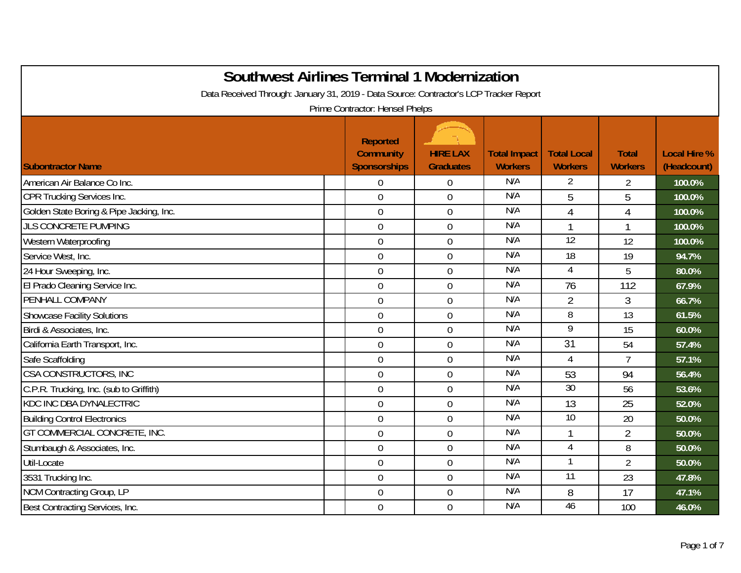# Southwest Airlines Terminal 1 Modernization

Data Received Through: January 31, 2019 - Data Source: Contractor's LCP Tracker Report

Prime Contractor: Hensel Phelps

| Subontractor Name | Reported Community Sponsorships | HIRE LAX Graduates | Total Impact Workers | Total Local Workers | Total Workers | Local Hire % (Headcount) |
|---|---|---|---|---|---|---|
| American Air Balance Co Inc. | 0 | 0 | N/A | 2 | 2 | 100.0% |
| CPR Trucking Services Inc. | 0 | 0 | N/A | 5 | 5 | 100.0% |
| Golden State Boring & Pipe Jacking, Inc. | 0 | 0 | N/A | 4 | 4 | 100.0% |
| JLS CONCRETE PUMPING | 0 | 0 | N/A | 1 | 1 | 100.0% |
| Western Waterproofing | 0 | 0 | N/A | 12 | 12 | 100.0% |
| Service West, Inc. | 0 | 0 | N/A | 18 | 19 | 94.7% |
| 24 Hour Sweeping, Inc. | 0 | 0 | N/A | 4 | 5 | 80.0% |
| El Prado Cleaning Service Inc. | 0 | 0 | N/A | 76 | 112 | 67.9% |
| PENHALL COMPANY | 0 | 0 | N/A | 2 | 3 | 66.7% |
| Showcase Facility Solutions | 0 | 0 | N/A | 8 | 13 | 61.5% |
| Birdi & Associates, Inc. | 0 | 0 | N/A | 9 | 15 | 60.0% |
| California Earth Transport, Inc. | 0 | 0 | N/A | 31 | 54 | 57.4% |
| Safe Scaffolding | 0 | 0 | N/A | 4 | 7 | 57.1% |
| CSA CONSTRUCTORS, INC | 0 | 0 | N/A | 53 | 94 | 56.4% |
| C.P.R. Trucking, Inc. (sub to Griffith) | 0 | 0 | N/A | 30 | 56 | 53.6% |
| KDC INC DBA DYNALECTRIC | 0 | 0 | N/A | 13 | 25 | 52.0% |
| Building Control Electronics | 0 | 0 | N/A | 10 | 20 | 50.0% |
| GT COMMERCIAL CONCRETE, INC. | 0 | 0 | N/A | 1 | 2 | 50.0% |
| Stumbaugh & Associates, Inc. | 0 | 0 | N/A | 4 | 8 | 50.0% |
| Util-Locate | 0 | 0 | N/A | 1 | 2 | 50.0% |
| 3531 Trucking Inc. | 0 | 0 | N/A | 11 | 23 | 47.8% |
| NCM Contracting Group, LP | 0 | 0 | N/A | 8 | 17 | 47.1% |
| Best Contracting Services, Inc. | 0 | 0 | N/A | 46 | 100 | 46.0% |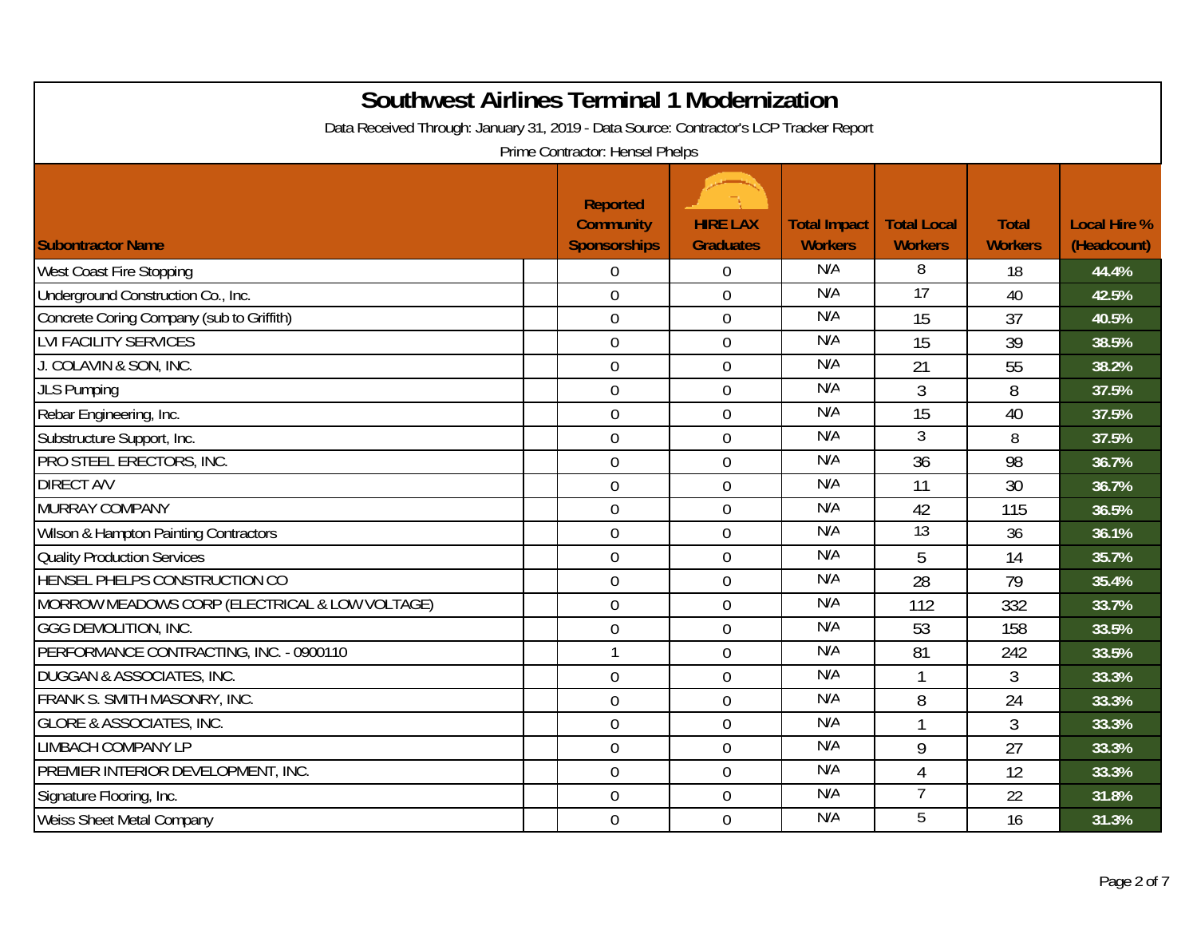# Southwest Airlines Terminal 1 Modernization

Data Received Through: January 31, 2019 - Data Source: Contractor's LCP Tracker Report

Prime Contractor: Hensel Phelps

| Subontractor Name | Reported Community Sponsorships | HIRE LAX Graduates | Total Impact Workers | Total Local Workers | Total Workers | Local Hire % (Headcount) |
|---|---|---|---|---|---|---|
| West Coast Fire Stopping | 0 | 0 | N/A | 8 | 18 | 44.4% |
| Underground Construction Co., Inc. | 0 | 0 | N/A | 17 | 40 | 42.5% |
| Concrete Coring Company (sub to Griffith) | 0 | 0 | N/A | 15 | 37 | 40.5% |
| LVI FACILITY SERVICES | 0 | 0 | N/A | 15 | 39 | 38.5% |
| J. COLAVIN & SON, INC. | 0 | 0 | N/A | 21 | 55 | 38.2% |
| JLS Pumping | 0 | 0 | N/A | 3 | 8 | 37.5% |
| Rebar Engineering, Inc. | 0 | 0 | N/A | 15 | 40 | 37.5% |
| Substructure Support, Inc. | 0 | 0 | N/A | 3 | 8 | 37.5% |
| PRO STEEL ERECTORS, INC. | 0 | 0 | N/A | 36 | 98 | 36.7% |
| DIRECT A/V | 0 | 0 | N/A | 11 | 30 | 36.7% |
| MURRAY COMPANY | 0 | 0 | N/A | 42 | 115 | 36.5% |
| Wilson & Hampton Painting Contractors | 0 | 0 | N/A | 13 | 36 | 36.1% |
| Quality Production Services | 0 | 0 | N/A | 5 | 14 | 35.7% |
| HENSEL PHELPS CONSTRUCTION CO | 0 | 0 | N/A | 28 | 79 | 35.4% |
| MORROW MEADOWS CORP (ELECTRICAL & LOW VOLTAGE) | 0 | 0 | N/A | 112 | 332 | 33.7% |
| GGG DEMOLITION, INC. | 0 | 0 | N/A | 53 | 158 | 33.5% |
| PERFORMANCE CONTRACTING, INC. - 0900110 | 1 | 0 | N/A | 81 | 242 | 33.5% |
| DUGGAN & ASSOCIATES, INC. | 0 | 0 | N/A | 1 | 3 | 33.3% |
| FRANK S. SMITH MASONRY, INC. | 0 | 0 | N/A | 8 | 24 | 33.3% |
| GLORE & ASSOCIATES, INC. | 0 | 0 | N/A | 1 | 3 | 33.3% |
| LIMBACH COMPANY LP | 0 | 0 | N/A | 9 | 27 | 33.3% |
| PREMIER INTERIOR DEVELOPMENT, INC. | 0 | 0 | N/A | 4 | 12 | 33.3% |
| Signature Flooring, Inc. | 0 | 0 | N/A | 7 | 22 | 31.8% |
| Weiss Sheet Metal Company | 0 | 0 | N/A | 5 | 16 | 31.3% |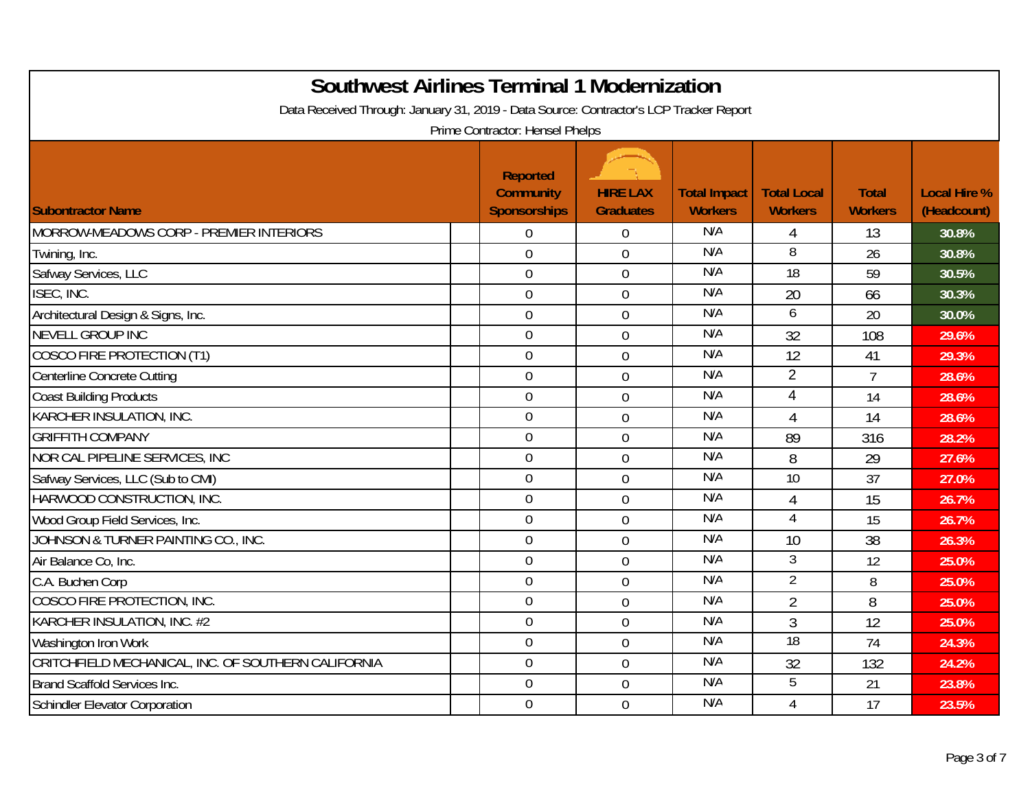# Southwest Airlines Terminal 1 Modernization

Data Received Through: January 31, 2019 - Data Source: Contractor's LCP Tracker Report

Prime Contractor: Hensel Phelps

| Subontractor Name | Reported Community Sponsorships | HIRE LAX Graduates | Total Impact Workers | Total Local Workers | Total Workers | Local Hire % (Headcount) |
|---|---|---|---|---|---|---|
| MORROW-MEADOWS CORP - PREMIER INTERIORS | 0 | 0 | N/A | 4 | 13 | 30.8% |
| Twining, Inc. | 0 | 0 | N/A | 8 | 26 | 30.8% |
| Safway Services, LLC | 0 | 0 | N/A | 18 | 59 | 30.5% |
| ISEC, INC. | 0 | 0 | N/A | 20 | 66 | 30.3% |
| Architectural Design & Signs, Inc. | 0 | 0 | N/A | 6 | 20 | 30.0% |
| NEVELL GROUP INC | 0 | 0 | N/A | 32 | 108 | 29.6% |
| COSCO FIRE PROTECTION (T1) | 0 | 0 | N/A | 12 | 41 | 29.3% |
| Centerline Concrete Cutting | 0 | 0 | N/A | 2 | 7 | 28.6% |
| Coast Building Products | 0 | 0 | N/A | 4 | 14 | 28.6% |
| KARCHER INSULATION, INC. | 0 | 0 | N/A | 4 | 14 | 28.6% |
| GRIFFITH COMPANY | 0 | 0 | N/A | 89 | 316 | 28.2% |
| NOR CAL PIPELINE SERVICES, INC | 0 | 0 | N/A | 8 | 29 | 27.6% |
| Safway Services, LLC (Sub to CMI) | 0 | 0 | N/A | 10 | 37 | 27.0% |
| HARWOOD CONSTRUCTION, INC. | 0 | 0 | N/A | 4 | 15 | 26.7% |
| Wood Group Field Services, Inc. | 0 | 0 | N/A | 4 | 15 | 26.7% |
| JOHNSON & TURNER PAINTING CO., INC. | 0 | 0 | N/A | 10 | 38 | 26.3% |
| Air Balance Co, Inc. | 0 | 0 | N/A | 3 | 12 | 25.0% |
| C.A. Buchen Corp | 0 | 0 | N/A | 2 | 8 | 25.0% |
| COSCO FIRE PROTECTION, INC. | 0 | 0 | N/A | 2 | 8 | 25.0% |
| KARCHER INSULATION, INC. #2 | 0 | 0 | N/A | 3 | 12 | 25.0% |
| Washington Iron Work | 0 | 0 | N/A | 18 | 74 | 24.3% |
| CRITCHFIELD MECHANICAL, INC. OF SOUTHERN CALIFORNIA | 0 | 0 | N/A | 32 | 132 | 24.2% |
| Brand Scaffold Services Inc. | 0 | 0 | N/A | 5 | 21 | 23.8% |
| Schindler Elevator Corporation | 0 | 0 | N/A | 4 | 17 | 23.5% |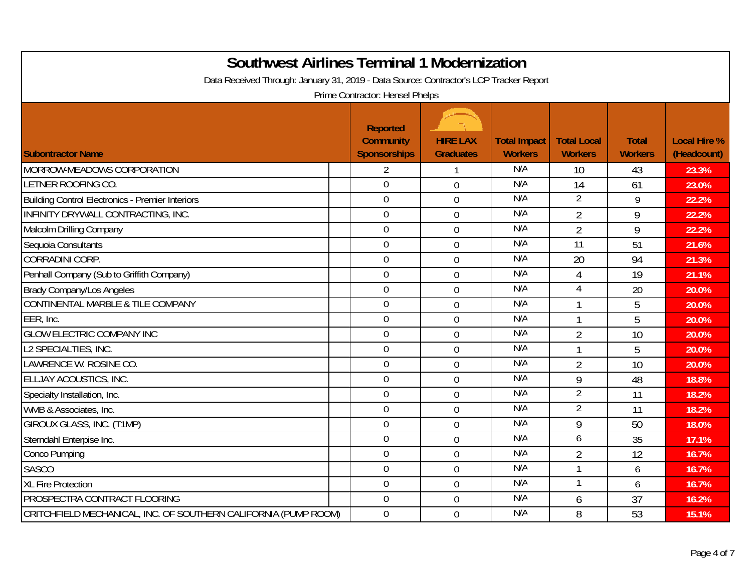# Southwest Airlines Terminal 1 Modernization

Data Received Through: January 31, 2019 - Data Source: Contractor's LCP Tracker Report

Prime Contractor: Hensel Phelps

| Subcontractor Name | Reported Community Sponsorships | HIRE LAX Graduates | Total Impact Workers | Total Local Workers | Total Workers | Local Hire % (Headcount) |
|---|---|---|---|---|---|---|
| MORROW-MEADOWS CORPORATION | 2 | 1 | N/A | 10 | 43 | 23.3% |
| LETNER ROOFING CO. | 0 | 0 | N/A | 14 | 61 | 23.0% |
| Building Control Electronics - Premier Interiors | 0 | 0 | N/A | 2 | 9 | 22.2% |
| INFINITY DRYWALL CONTRACTING, INC. | 0 | 0 | N/A | 2 | 9 | 22.2% |
| Malcolm Drilling Company | 0 | 0 | N/A | 2 | 9 | 22.2% |
| Sequoia Consultants | 0 | 0 | N/A | 11 | 51 | 21.6% |
| CORRADINI CORP. | 0 | 0 | N/A | 20 | 94 | 21.3% |
| Penhall Company (Sub to Griffith Company) | 0 | 0 | N/A | 4 | 19 | 21.1% |
| Brady Company/Los Angeles | 0 | 0 | N/A | 4 | 20 | 20.0% |
| CONTINENTAL MARBLE & TILE COMPANY | 0 | 0 | N/A | 1 | 5 | 20.0% |
| EER, Inc. | 0 | 0 | N/A | 1 | 5 | 20.0% |
| GLOW ELECTRIC COMPANY INC | 0 | 0 | N/A | 2 | 10 | 20.0% |
| L2 SPECIALTIES, INC. | 0 | 0 | N/A | 1 | 5 | 20.0% |
| LAWRENCE W. ROSINE CO. | 0 | 0 | N/A | 2 | 10 | 20.0% |
| ELLJAY ACOUSTICS, INC. | 0 | 0 | N/A | 9 | 48 | 18.8% |
| Specialty Installation, Inc. | 0 | 0 | N/A | 2 | 11 | 18.2% |
| WMB & Associates, Inc. | 0 | 0 | N/A | 2 | 11 | 18.2% |
| GIROUX GLASS, INC. (T1MP) | 0 | 0 | N/A | 9 | 50 | 18.0% |
| Sterndahl Enterpise Inc. | 0 | 0 | N/A | 6 | 35 | 17.1% |
| Conco Pumping | 0 | 0 | N/A | 2 | 12 | 16.7% |
| SASCO | 0 | 0 | N/A | 1 | 6 | 16.7% |
| XL Fire Protection | 0 | 0 | N/A | 1 | 6 | 16.7% |
| PROSPECTRA CONTRACT FLOORING | 0 | 0 | N/A | 6 | 37 | 16.2% |
| CRITCHFIELD MECHANICAL, INC. OF SOUTHERN CALIFORNIA (PUMP ROOM) | 0 | 0 | N/A | 8 | 53 | 15.1% |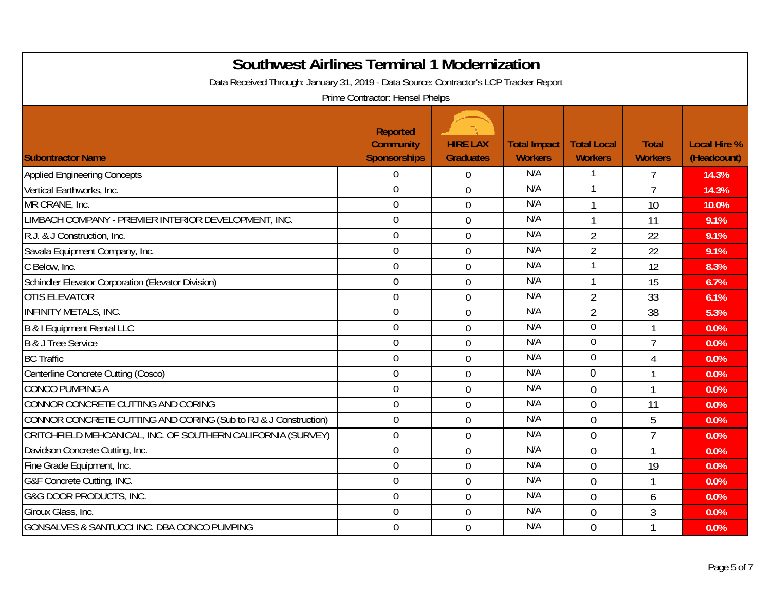# Southwest Airlines Terminal 1 Modernization

Data Received Through: January 31, 2019 - Data Source: Contractor's LCP Tracker Report

Prime Contractor: Hensel Phelps

| Subontractor Name | Reported Community Sponsorships | HIRE LAX Graduates | Total Impact Workers | Total Local Workers | Total Workers | Local Hire % (Headcount) |
|---|---|---|---|---|---|---|
| Applied Engineering Concepts | 0 | 0 | N/A | 1 | 7 | 14.3% |
| Vertical Earthworks, Inc. | 0 | 0 | N/A | 1 | 7 | 14.3% |
| MR CRANE, Inc. | 0 | 0 | N/A | 1 | 10 | 10.0% |
| LIMBACH COMPANY - PREMIER INTERIOR DEVELOPMENT, INC. | 0 | 0 | N/A | 1 | 11 | 9.1% |
| R.J. & J Construction, Inc. | 0 | 0 | N/A | 2 | 22 | 9.1% |
| Savala Equipment Company, Inc. | 0 | 0 | N/A | 2 | 22 | 9.1% |
| C Below, Inc. | 0 | 0 | N/A | 1 | 12 | 8.3% |
| Schindler Elevator Corporation (Elevator Division) | 0 | 0 | N/A | 1 | 15 | 6.7% |
| OTIS ELEVATOR | 0 | 0 | N/A | 2 | 33 | 6.1% |
| INFINITY METALS, INC. | 0 | 0 | N/A | 2 | 38 | 5.3% |
| B & I Equipment Rental LLC | 0 | 0 | N/A | 0 | 1 | 0.0% |
| B & J Tree Service | 0 | 0 | N/A | 0 | 7 | 0.0% |
| BC Traffic | 0 | 0 | N/A | 0 | 4 | 0.0% |
| Centerline Concrete Cutting (Cosco) | 0 | 0 | N/A | 0 | 1 | 0.0% |
| CONCO PUMPING A | 0 | 0 | N/A | 0 | 1 | 0.0% |
| CONNOR CONCRETE CUTTING AND CORING | 0 | 0 | N/A | 0 | 11 | 0.0% |
| CONNOR CONCRETE CUTTING AND CORING (Sub to RJ & J Construction) | 0 | 0 | N/A | 0 | 5 | 0.0% |
| CRITCHFIELD MEHCANICAL, INC. OF SOUTHERN CALIFORNIA (SURVEY) | 0 | 0 | N/A | 0 | 7 | 0.0% |
| Davidson Concrete Cutting, Inc. | 0 | 0 | N/A | 0 | 1 | 0.0% |
| Fine Grade Equipment, Inc. | 0 | 0 | N/A | 0 | 19 | 0.0% |
| G&F Concrete Cutting, INC. | 0 | 0 | N/A | 0 | 1 | 0.0% |
| G&G DOOR PRODUCTS, INC. | 0 | 0 | N/A | 0 | 6 | 0.0% |
| Giroux Glass, Inc. | 0 | 0 | N/A | 0 | 3 | 0.0% |
| GONSALVES & SANTUCCI INC. DBA CONCO PUMPING | 0 | 0 | N/A | 0 | 1 | 0.0% |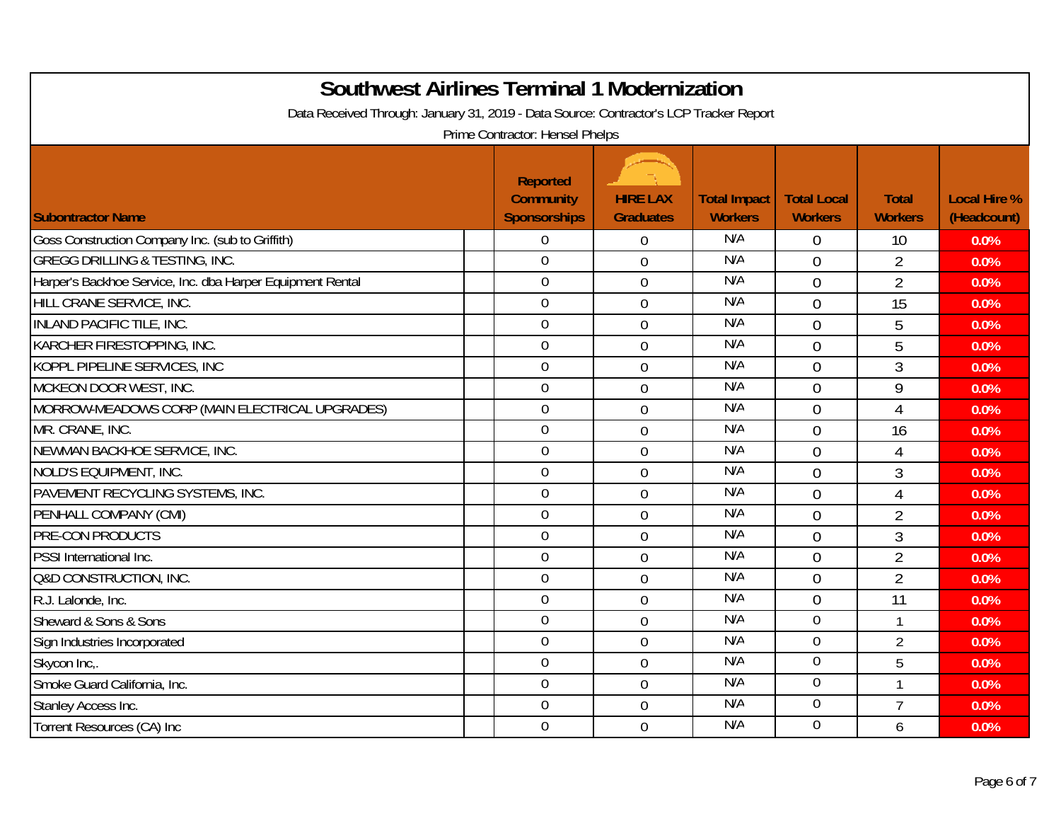# Southwest Airlines Terminal 1 Modernization

Data Received Through: January 31, 2019 - Data Source: Contractor's LCP Tracker Report

Prime Contractor: Hensel Phelps

| Subontractor Name | Reported Community Sponsorships | HIRE LAX Graduates | Total Impact Workers | Total Local Workers | Total Workers | Local Hire % (Headcount) |
|---|---|---|---|---|---|---|
| Goss Construction Company Inc. (sub to Griffith) | 0 | 0 | N/A | 0 | 10 | 0.0% |
| GREGG DRILLING & TESTING, INC. | 0 | 0 | N/A | 0 | 2 | 0.0% |
| Harper's Backhoe Service, Inc. dba Harper Equipment Rental | 0 | 0 | N/A | 0 | 2 | 0.0% |
| HILL CRANE SERVICE, INC. | 0 | 0 | N/A | 0 | 15 | 0.0% |
| INLAND PACIFIC TILE, INC. | 0 | 0 | N/A | 0 | 5 | 0.0% |
| KARCHER FIRESTOPPING, INC. | 0 | 0 | N/A | 0 | 5 | 0.0% |
| KOPPL PIPELINE SERVICES, INC | 0 | 0 | N/A | 0 | 3 | 0.0% |
| MCKEON DOOR WEST, INC. | 0 | 0 | N/A | 0 | 9 | 0.0% |
| MORROW-MEADOWS CORP (MAIN ELECTRICAL UPGRADES) | 0 | 0 | N/A | 0 | 4 | 0.0% |
| MR. CRANE, INC. | 0 | 0 | N/A | 0 | 16 | 0.0% |
| NEWMAN BACKHOE SERVICE, INC. | 0 | 0 | N/A | 0 | 4 | 0.0% |
| NOLD'S EQUIPMENT, INC. | 0 | 0 | N/A | 0 | 3 | 0.0% |
| PAVEMENT RECYCLING SYSTEMS, INC. | 0 | 0 | N/A | 0 | 4 | 0.0% |
| PENHALL COMPANY (CMI) | 0 | 0 | N/A | 0 | 2 | 0.0% |
| PRE-CON PRODUCTS | 0 | 0 | N/A | 0 | 3 | 0.0% |
| PSSI International Inc. | 0 | 0 | N/A | 0 | 2 | 0.0% |
| Q&D CONSTRUCTION, INC. | 0 | 0 | N/A | 0 | 2 | 0.0% |
| R.J. Lalonde, Inc. | 0 | 0 | N/A | 0 | 11 | 0.0% |
| Sheward & Sons & Sons | 0 | 0 | N/A | 0 | 1 | 0.0% |
| Sign Industries Incorporated | 0 | 0 | N/A | 0 | 2 | 0.0% |
| Skycon Inc,. | 0 | 0 | N/A | 0 | 5 | 0.0% |
| Smoke Guard California, Inc. | 0 | 0 | N/A | 0 | 1 | 0.0% |
| Stanley Access Inc. | 0 | 0 | N/A | 0 | 7 | 0.0% |
| Torrent Resources (CA) Inc | 0 | 0 | N/A | 0 | 6 | 0.0% |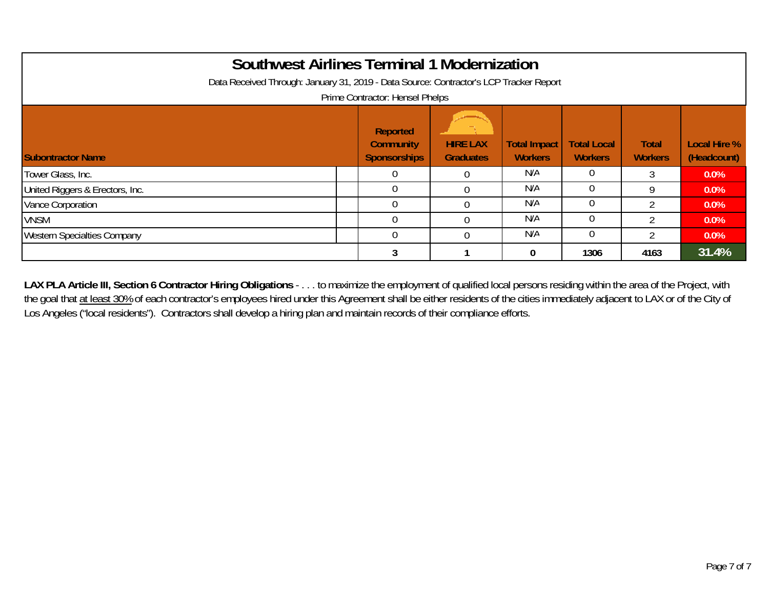# Southwest Airlines Terminal 1 Modernization

Data Received Through: January 31, 2019 - Data Source: Contractor's LCP Tracker Report

Prime Contractor: Hensel Phelps

| Subcontractor Name | Reported Community Sponsorships | HIRE LAX Graduates | Total Impact Workers | Total Local Workers | Total Workers | Local Hire % (Headcount) |
|---|---|---|---|---|---|---|
| Tower Glass, Inc. | 0 | 0 | N/A | 0 | 3 | 0.0% |
| United Riggers & Erectors, Inc. | 0 | 0 | N/A | 0 | 9 | 0.0% |
| Vance Corporation | 0 | 0 | N/A | 0 | 2 | 0.0% |
| VNSM | 0 | 0 | N/A | 0 | 2 | 0.0% |
| Western Specialties Company | 0 | 0 | N/A | 0 | 2 | 0.0% |
| | **3** | **1** | **0** | **1306** | **4163** | **31.4%** |

**LAX PLA Article III, Section 6 Contractor Hiring Obligations** - . . . to maximize the employment of qualified local persons residing within the area of the Project, with the goal that at least 30% of each contractor's employees hired under this Agreement shall be either residents of the cities immediately adjacent to LAX or of the City of Los Angeles ("local residents"). Contractors shall develop a hiring plan and maintain records of their compliance efforts.